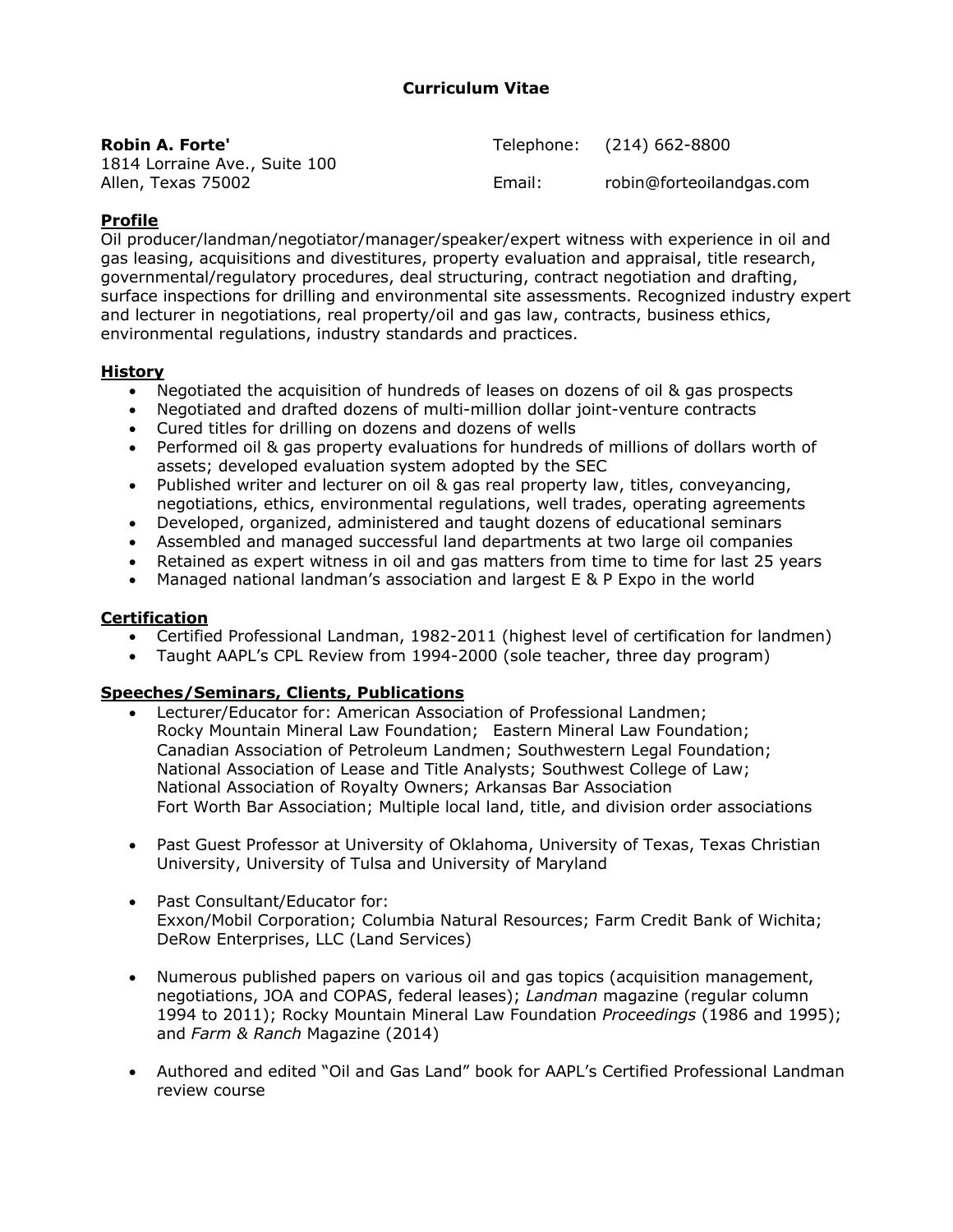# Curriculum Vitae

**Robin A. Forte'**
1814 Lorraine Ave., Suite 100
Allen, Texas 75002

Telephone: (214) 662-8800
Email: robin@forteoilandgas.com

## Profile

Oil producer/landman/negotiator/manager/speaker/expert witness with experience in oil and gas leasing, acquisitions and divestitures, property evaluation and appraisal, title research, governmental/regulatory procedures, deal structuring, contract negotiation and drafting, surface inspections for drilling and environmental site assessments. Recognized industry expert and lecturer in negotiations, real property/oil and gas law, contracts, business ethics, environmental regulations, industry standards and practices.

## History

- Negotiated the acquisition of hundreds of leases on dozens of oil & gas prospects
- Negotiated and drafted dozens of multi-million dollar joint-venture contracts
- Cured titles for drilling on dozens and dozens of wells
- Performed oil & gas property evaluations for hundreds of millions of dollars worth of assets; developed evaluation system adopted by the SEC
- Published writer and lecturer on oil & gas real property law, titles, conveyancing, negotiations, ethics, environmental regulations, well trades, operating agreements
- Developed, organized, administered and taught dozens of educational seminars
- Assembled and managed successful land departments at two large oil companies
- Retained as expert witness in oil and gas matters from time to time for last 25 years
- Managed national landman's association and largest E & P Expo in the world

## Certification

- Certified Professional Landman, 1982-2011 (highest level of certification for landmen)
- Taught AAPL's CPL Review from 1994-2000 (sole teacher, three day program)

## Speeches/Seminars, Clients, Publications

- Lecturer/Educator for: American Association of Professional Landmen; Rocky Mountain Mineral Law Foundation; Eastern Mineral Law Foundation; Canadian Association of Petroleum Landmen; Southwestern Legal Foundation; National Association of Lease and Title Analysts; Southwest College of Law; National Association of Royalty Owners; Arkansas Bar Association Fort Worth Bar Association; Multiple local land, title, and division order associations

- Past Guest Professor at University of Oklahoma, University of Texas, Texas Christian University, University of Tulsa and University of Maryland

- Past Consultant/Educator for:
  Exxon/Mobil Corporation; Columbia Natural Resources; Farm Credit Bank of Wichita; DeRow Enterprises, LLC (Land Services)

- Numerous published papers on various oil and gas topics (acquisition management, negotiations, JOA and COPAS, federal leases); *Landman* magazine (regular column 1994 to 2011); Rocky Mountain Mineral Law Foundation *Proceedings* (1986 and 1995); and *Farm & Ranch* Magazine (2014)

- Authored and edited "Oil and Gas Land" book for AAPL's Certified Professional Landman review course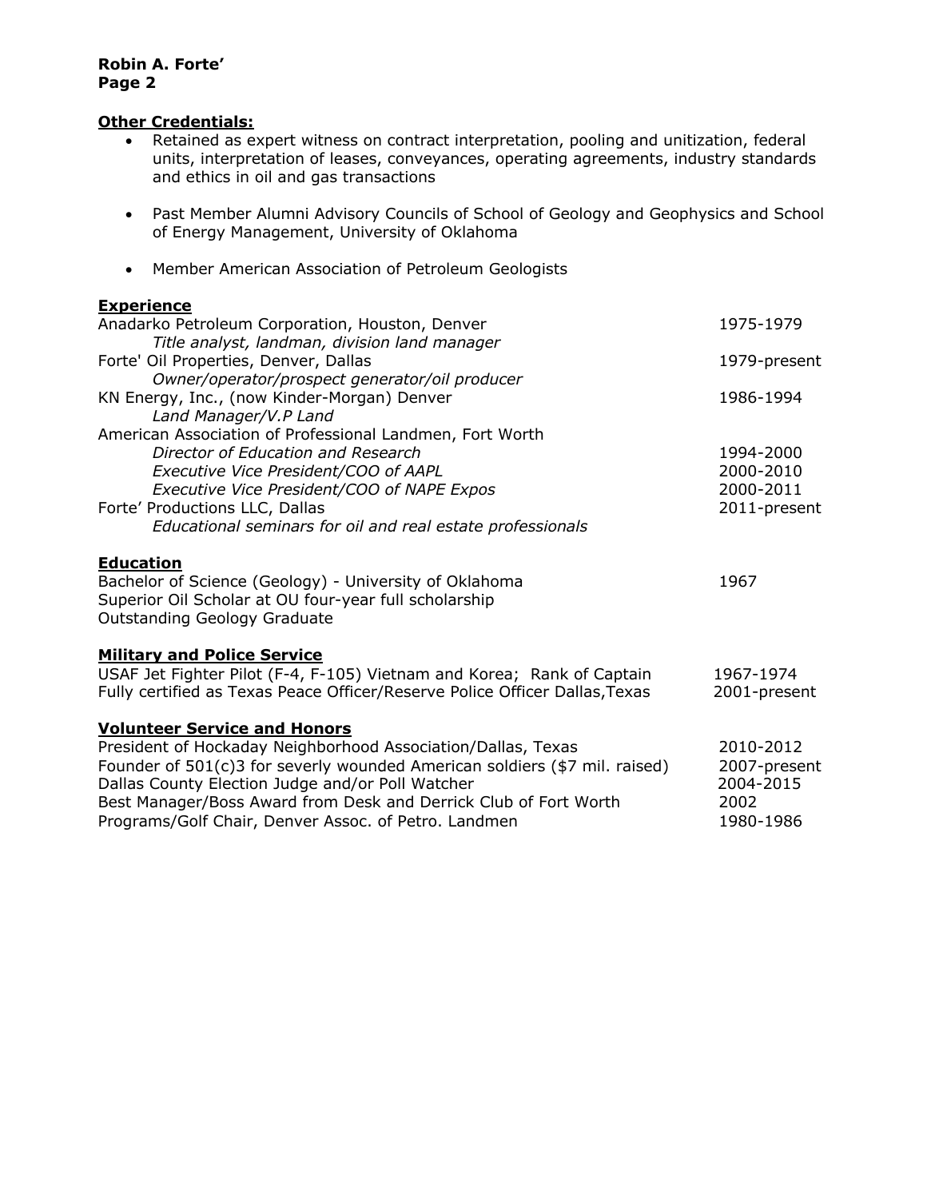## Other Credentials:

- Retained as expert witness on contract interpretation, pooling and unitization, federal units, interpretation of leases, conveyances, operating agreements, industry standards and ethics in oil and gas transactions
- Past Member Alumni Advisory Councils of School of Geology and Geophysics and School of Energy Management, University of Oklahoma
- Member American Association of Petroleum Geologists

## Experience

| | |
|---|---|
| Anadarko Petroleum Corporation, Houston, Denver | 1975-1979 |
| *Title analyst, landman, division land manager* | |
| Forte' Oil Properties, Denver, Dallas | 1979-present |
| *Owner/operator/prospect generator/oil producer* | |
| KN Energy, Inc., (now Kinder-Morgan) Denver | 1986-1994 |
| *Land Manager/V.P Land* | |
| American Association of Professional Landmen, Fort Worth | |
| *Director of Education and Research* | 1994-2000 |
| *Executive Vice President/COO of AAPL* | 2000-2010 |
| *Executive Vice President/COO of NAPE Expos* | 2000-2011 |
| Forte' Productions LLC, Dallas | 2011-present |
| *Educational seminars for oil and real estate professionals* | |

## Education

| | |
|---|---|
| Bachelor of Science (Geology) - University of Oklahoma | 1967 |
| Superior Oil Scholar at OU four-year full scholarship | |
| Outstanding Geology Graduate | |

## Military and Police Service

| | |
|---|---|
| USAF Jet Fighter Pilot (F-4, F-105) Vietnam and Korea; Rank of Captain | 1967-1974 |
| Fully certified as Texas Peace Officer/Reserve Police Officer Dallas,Texas | 2001-present |

## Volunteer Service and Honors

| | |
|---|---|
| President of Hockaday Neighborhood Association/Dallas, Texas | 2010-2012 |
| Founder of 501(c)3 for severly wounded American soldiers ($7 mil. raised) | 2007-present |
| Dallas County Election Judge and/or Poll Watcher | 2004-2015 |
| Best Manager/Boss Award from Desk and Derrick Club of Fort Worth | 2002 |
| Programs/Golf Chair, Denver Assoc. of Petro. Landmen | 1980-1986 |